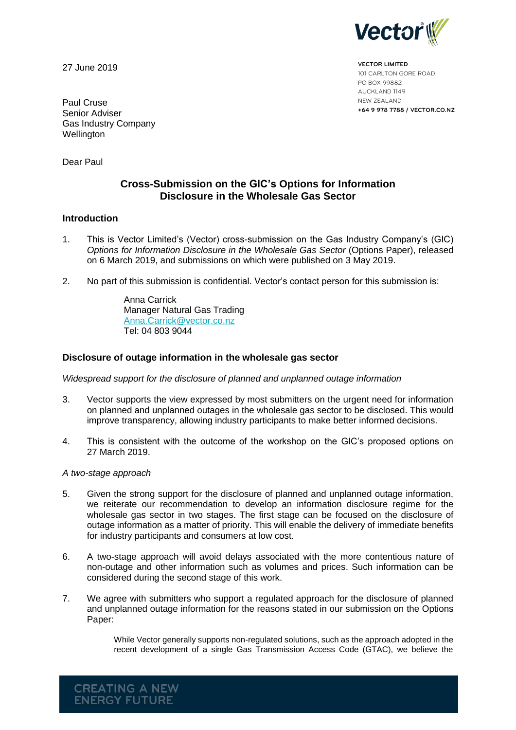27 June 2019

VECTOR LIMITED
101 CARLTON GORE ROAD
PO BOX 99882
AUCKLAND 1149
NEW ZEALAND
+64 9 978 7788 / VECTOR.CO.NZ

Paul Cruse
Senior Adviser
Gas Industry Company
Wellington

Dear Paul

## Cross-Submission on the GIC's Options for Information Disclosure in the Wholesale Gas Sector

### Introduction

1. This is Vector Limited's (Vector) cross-submission on the Gas Industry Company's (GIC) *Options for Information Disclosure in the Wholesale Gas Sector* (Options Paper), released on 6 March 2019, and submissions on which were published on 3 May 2019.

2. No part of this submission is confidential. Vector's contact person for this submission is:

   Anna Carrick
   Manager Natural Gas Trading
   Anna.Carrick@vector.co.nz
   Tel: 04 803 9044

### Disclosure of outage information in the wholesale gas sector

*Widespread support for the disclosure of planned and unplanned outage information*

3. Vector supports the view expressed by most submitters on the urgent need for information on planned and unplanned outages in the wholesale gas sector to be disclosed. This would improve transparency, allowing industry participants to make better informed decisions.

4. This is consistent with the outcome of the workshop on the GIC's proposed options on 27 March 2019.

*A two-stage approach*

5. Given the strong support for the disclosure of planned and unplanned outage information, we reiterate our recommendation to develop an information disclosure regime for the wholesale gas sector in two stages. The first stage can be focused on the disclosure of outage information as a matter of priority. This will enable the delivery of immediate benefits for industry participants and consumers at low cost.

6. A two-stage approach will avoid delays associated with the more contentious nature of non-outage and other information such as volumes and prices. Such information can be considered during the second stage of this work.

7. We agree with submitters who support a regulated approach for the disclosure of planned and unplanned outage information for the reasons stated in our submission on the Options Paper:

   > While Vector generally supports non-regulated solutions, such as the approach adopted in the recent development of a single Gas Transmission Access Code (GTAC), we believe the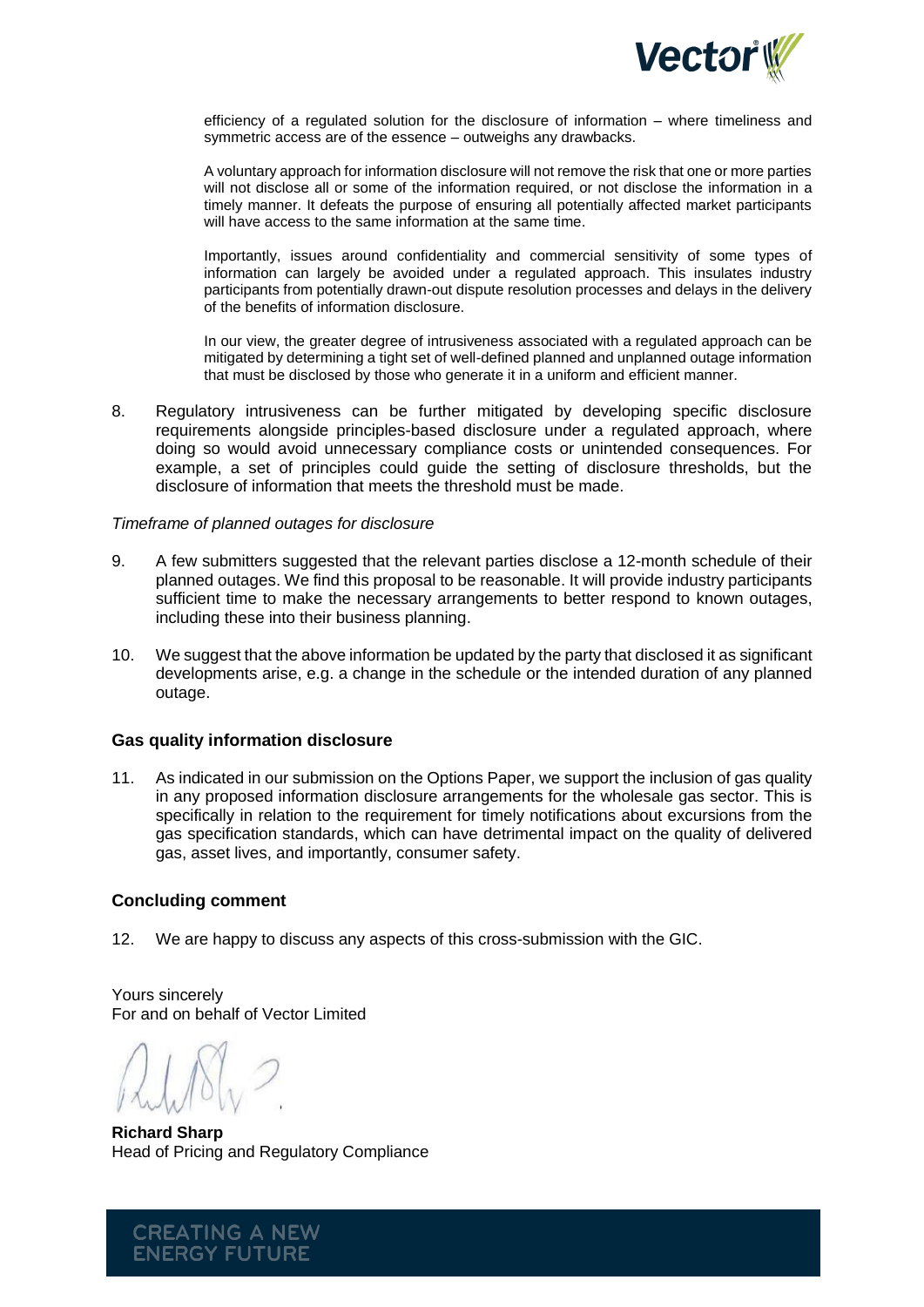efficiency of a regulated solution for the disclosure of information – where timeliness and symmetric access are of the essence – outweighs any drawbacks.

A voluntary approach for information disclosure will not remove the risk that one or more parties will not disclose all or some of the information required, or not disclose the information in a timely manner. It defeats the purpose of ensuring all potentially affected market participants will have access to the same information at the same time.

Importantly, issues around confidentiality and commercial sensitivity of some types of information can largely be avoided under a regulated approach. This insulates industry participants from potentially drawn-out dispute resolution processes and delays in the delivery of the benefits of information disclosure.

In our view, the greater degree of intrusiveness associated with a regulated approach can be mitigated by determining a tight set of well-defined planned and unplanned outage information that must be disclosed by those who generate it in a uniform and efficient manner.

8. Regulatory intrusiveness can be further mitigated by developing specific disclosure requirements alongside principles-based disclosure under a regulated approach, where doing so would avoid unnecessary compliance costs or unintended consequences. For example, a set of principles could guide the setting of disclosure thresholds, but the disclosure of information that meets the threshold must be made.

*Timeframe of planned outages for disclosure*

9. A few submitters suggested that the relevant parties disclose a 12-month schedule of their planned outages. We find this proposal to be reasonable. It will provide industry participants sufficient time to make the necessary arrangements to better respond to known outages, including these into their business planning.

10. We suggest that the above information be updated by the party that disclosed it as significant developments arise, e.g. a change in the schedule or the intended duration of any planned outage.

### Gas quality information disclosure

11. As indicated in our submission on the Options Paper, we support the inclusion of gas quality in any proposed information disclosure arrangements for the wholesale gas sector. This is specifically in relation to the requirement for timely notifications about excursions from the gas specification standards, which can have detrimental impact on the quality of delivered gas, asset lives, and importantly, consumer safety.

### Concluding comment

12. We are happy to discuss any aspects of this cross-submission with the GIC.

Yours sincerely
For and on behalf of Vector Limited

**Richard Sharp**
Head of Pricing and Regulatory Compliance